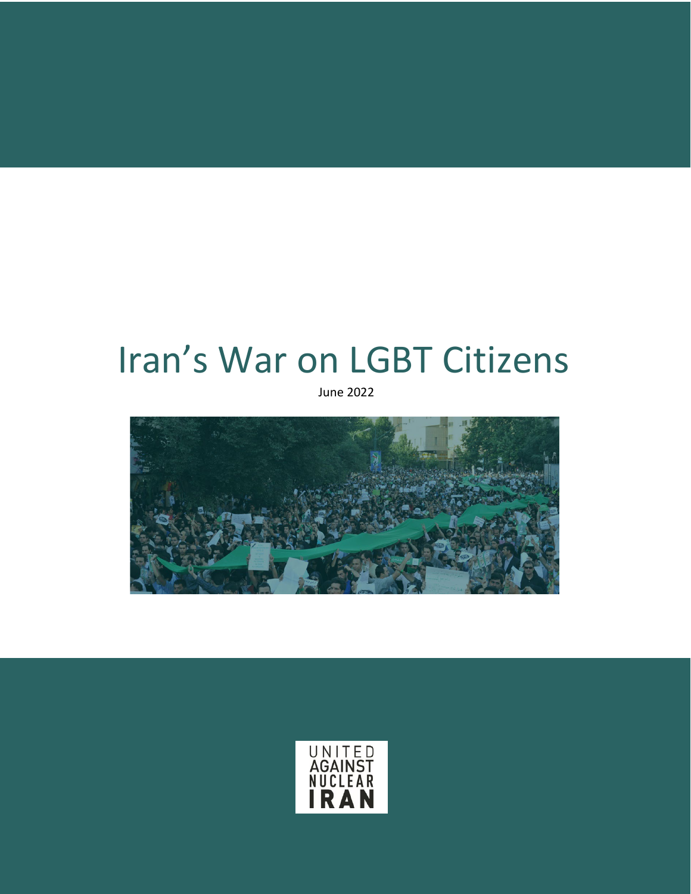# Iran's War on LGBT Citizens

June 2022

UNITED AGAINST NUCLEAR IRAN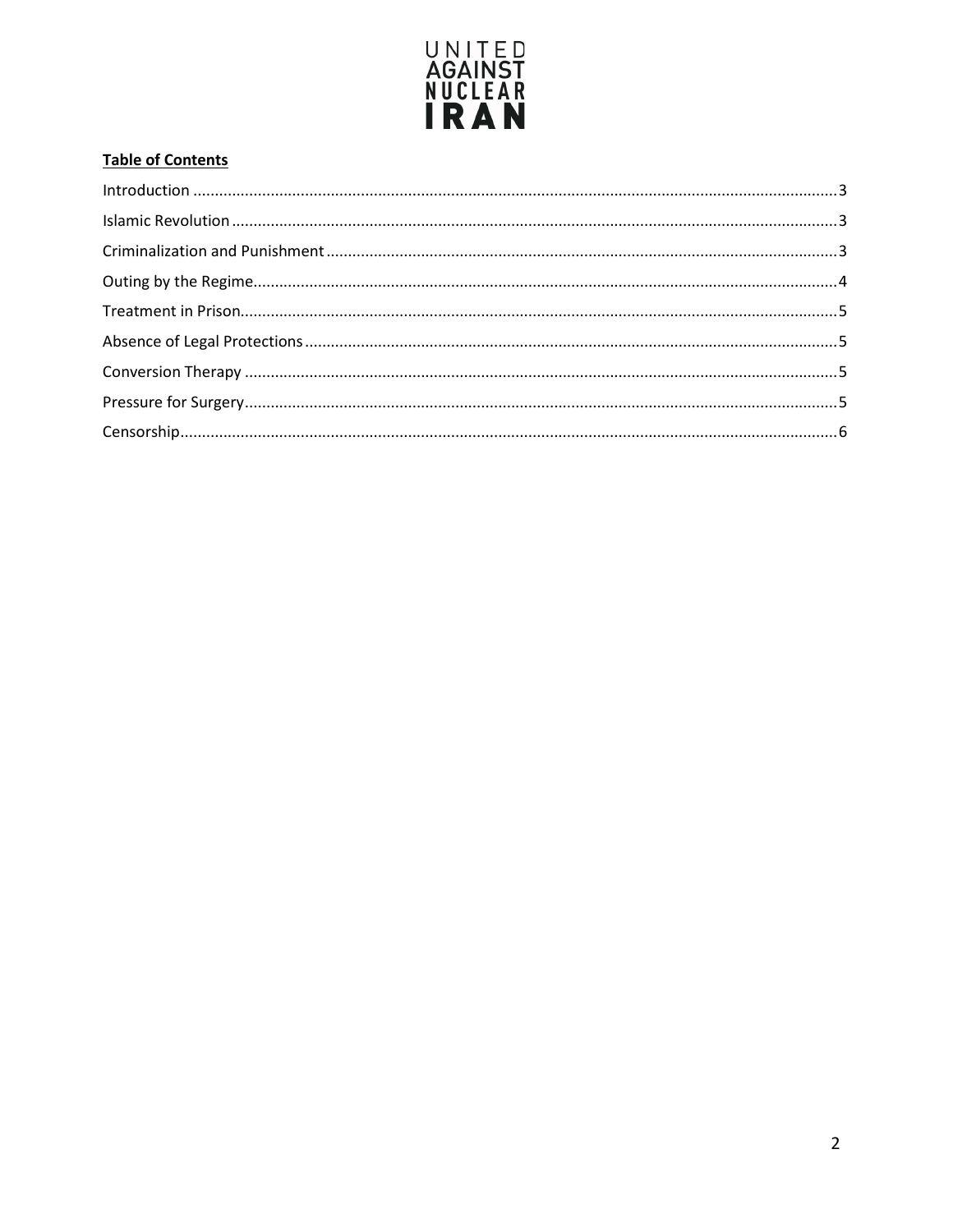**Table of Contents**

Introduction .......... 3
Islamic Revolution .......... 3
Criminalization and Punishment .......... 3
Outing by the Regime .......... 4
Treatment in Prison .......... 5
Absence of Legal Protections .......... 5
Conversion Therapy .......... 5
Pressure for Surgery .......... 5
Censorship .......... 6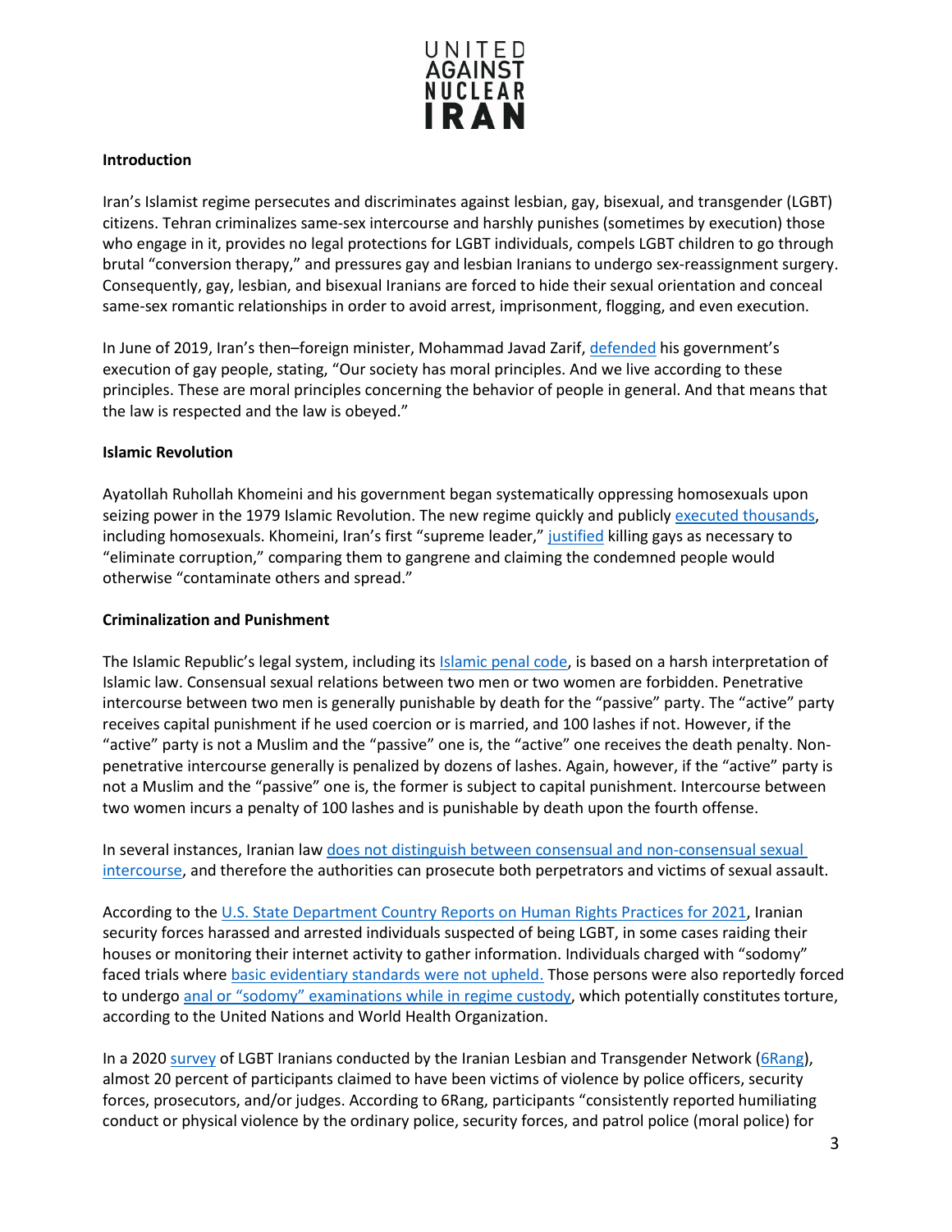**Introduction**

Iran's Islamist regime persecutes and discriminates against lesbian, gay, bisexual, and transgender (LGBT) citizens. Tehran criminalizes same-sex intercourse and harshly punishes (sometimes by execution) those who engage in it, provides no legal protections for LGBT individuals, compels LGBT children to go through brutal "conversion therapy," and pressures gay and lesbian Iranians to undergo sex-reassignment surgery. Consequently, gay, lesbian, and bisexual Iranians are forced to hide their sexual orientation and conceal same-sex romantic relationships in order to avoid arrest, imprisonment, flogging, and even execution.

In June of 2019, Iran's then–foreign minister, Mohammad Javad Zarif, defended his government's execution of gay people, stating, "Our society has moral principles. And we live according to these principles. These are moral principles concerning the behavior of people in general. And that means that the law is respected and the law is obeyed."

**Islamic Revolution**

Ayatollah Ruhollah Khomeini and his government began systematically oppressing homosexuals upon seizing power in the 1979 Islamic Revolution. The new regime quickly and publicly executed thousands, including homosexuals. Khomeini, Iran's first "supreme leader," justified killing gays as necessary to "eliminate corruption," comparing them to gangrene and claiming the condemned people would otherwise "contaminate others and spread."

**Criminalization and Punishment**

The Islamic Republic's legal system, including its Islamic penal code, is based on a harsh interpretation of Islamic law. Consensual sexual relations between two men or two women are forbidden. Penetrative intercourse between two men is generally punishable by death for the "passive" party. The "active" party receives capital punishment if he used coercion or is married, and 100 lashes if not. However, if the "active" party is not a Muslim and the "passive" one is, the "active" one receives the death penalty. Non-penetrative intercourse generally is penalized by dozens of lashes. Again, however, if the "active" party is not a Muslim and the "passive" one is, the former is subject to capital punishment. Intercourse between two women incurs a penalty of 100 lashes and is punishable by death upon the fourth offense.

In several instances, Iranian law does not distinguish between consensual and non-consensual sexual intercourse, and therefore the authorities can prosecute both perpetrators and victims of sexual assault.

According to the U.S. State Department Country Reports on Human Rights Practices for 2021, Iranian security forces harassed and arrested individuals suspected of being LGBT, in some cases raiding their houses or monitoring their internet activity to gather information. Individuals charged with "sodomy" faced trials where basic evidentiary standards were not upheld. Those persons were also reportedly forced to undergo anal or "sodomy" examinations while in regime custody, which potentially constitutes torture, according to the United Nations and World Health Organization.

In a 2020 survey of LGBT Iranians conducted by the Iranian Lesbian and Transgender Network (6Rang), almost 20 percent of participants claimed to have been victims of violence by police officers, security forces, prosecutors, and/or judges. According to 6Rang, participants "consistently reported humiliating conduct or physical violence by the ordinary police, security forces, and patrol police (moral police) for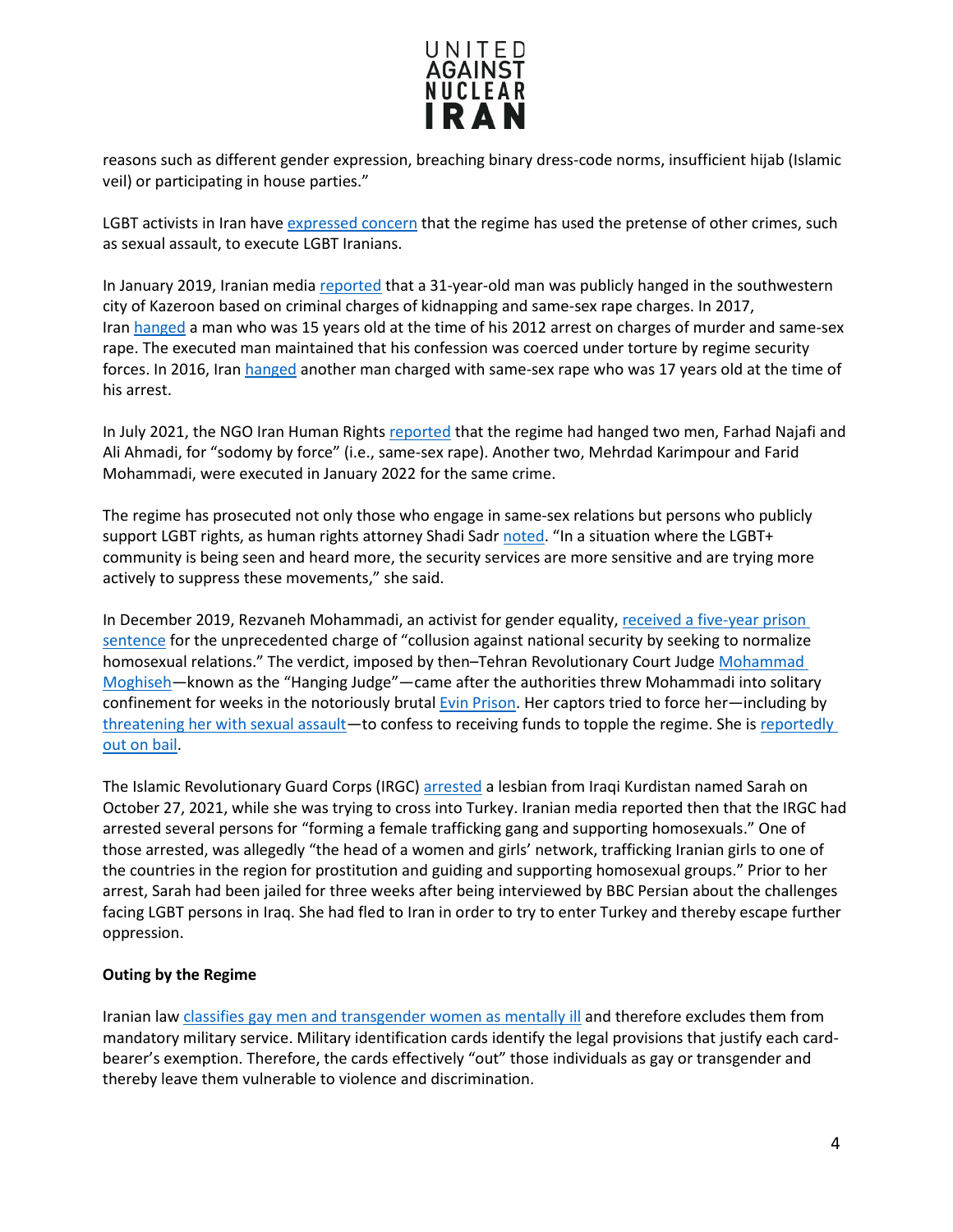reasons such as different gender expression, breaching binary dress-code norms, insufficient hijab (Islamic veil) or participating in house parties."

LGBT activists in Iran have expressed concern that the regime has used the pretense of other crimes, such as sexual assault, to execute LGBT Iranians.

In January 2019, Iranian media reported that a 31-year-old man was publicly hanged in the southwestern city of Kazeroon based on criminal charges of kidnapping and same-sex rape charges. In 2017, Iran hanged a man who was 15 years old at the time of his 2012 arrest on charges of murder and same-sex rape. The executed man maintained that his confession was coerced under torture by regime security forces. In 2016, Iran hanged another man charged with same-sex rape who was 17 years old at the time of his arrest.

In July 2021, the NGO Iran Human Rights reported that the regime had hanged two men, Farhad Najafi and Ali Ahmadi, for "sodomy by force" (i.e., same-sex rape). Another two, Mehrdad Karimpour and Farid Mohammadi, were executed in January 2022 for the same crime.

The regime has prosecuted not only those who engage in same-sex relations but persons who publicly support LGBT rights, as human rights attorney Shadi Sadr noted. "In a situation where the LGBT+ community is being seen and heard more, the security services are more sensitive and are trying more actively to suppress these movements," she said.

In December 2019, Rezvaneh Mohammadi, an activist for gender equality, received a five-year prison sentence for the unprecedented charge of "collusion against national security by seeking to normalize homosexual relations." The verdict, imposed by then–Tehran Revolutionary Court Judge Mohammad Moghiseh—known as the "Hanging Judge"—came after the authorities threw Mohammadi into solitary confinement for weeks in the notoriously brutal Evin Prison. Her captors tried to force her—including by threatening her with sexual assault—to confess to receiving funds to topple the regime. She is reportedly out on bail.

The Islamic Revolutionary Guard Corps (IRGC) arrested a lesbian from Iraqi Kurdistan named Sarah on October 27, 2021, while she was trying to cross into Turkey. Iranian media reported then that the IRGC had arrested several persons for "forming a female trafficking gang and supporting homosexuals." One of those arrested, was allegedly "the head of a women and girls' network, trafficking Iranian girls to one of the countries in the region for prostitution and guiding and supporting homosexual groups." Prior to her arrest, Sarah had been jailed for three weeks after being interviewed by BBC Persian about the challenges facing LGBT persons in Iraq. She had fled to Iran in order to try to enter Turkey and thereby escape further oppression.

**Outing by the Regime**

Iranian law classifies gay men and transgender women as mentally ill and therefore excludes them from mandatory military service. Military identification cards identify the legal provisions that justify each card-bearer's exemption. Therefore, the cards effectively "out" those individuals as gay or transgender and thereby leave them vulnerable to violence and discrimination.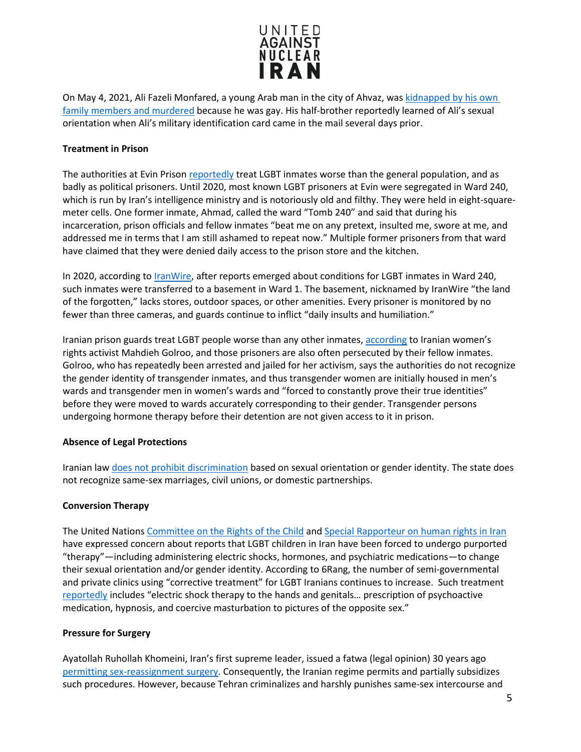On May 4, 2021, Ali Fazeli Monfared, a young Arab man in the city of Ahvaz, was kidnapped by his own family members and murdered because he was gay. His half-brother reportedly learned of Ali's sexual orientation when Ali's military identification card came in the mail several days prior.

**Treatment in Prison**

The authorities at Evin Prison reportedly treat LGBT inmates worse than the general population, and as badly as political prisoners. Until 2020, most known LGBT prisoners at Evin were segregated in Ward 240, which is run by Iran's intelligence ministry and is notoriously old and filthy. They were held in eight-square-meter cells. One former inmate, Ahmad, called the ward "Tomb 240" and said that during his incarceration, prison officials and fellow inmates "beat me on any pretext, insulted me, swore at me, and addressed me in terms that I am still ashamed to repeat now." Multiple former prisoners from that ward have claimed that they were denied daily access to the prison store and the kitchen.

In 2020, according to IranWire, after reports emerged about conditions for LGBT inmates in Ward 240, such inmates were transferred to a basement in Ward 1. The basement, nicknamed by IranWire "the land of the forgotten," lacks stores, outdoor spaces, or other amenities. Every prisoner is monitored by no fewer than three cameras, and guards continue to inflict "daily insults and humiliation."

Iranian prison guards treat LGBT people worse than any other inmates, according to Iranian women's rights activist Mahdieh Golroo, and those prisoners are also often persecuted by their fellow inmates. Golroo, who has repeatedly been arrested and jailed for her activism, says the authorities do not recognize the gender identity of transgender inmates, and thus transgender women are initially housed in men's wards and transgender men in women's wards and "forced to constantly prove their true identities" before they were moved to wards accurately corresponding to their gender. Transgender persons undergoing hormone therapy before their detention are not given access to it in prison.

**Absence of Legal Protections**

Iranian law does not prohibit discrimination based on sexual orientation or gender identity. The state does not recognize same-sex marriages, civil unions, or domestic partnerships.

**Conversion Therapy**

The United Nations Committee on the Rights of the Child and Special Rapporteur on human rights in Iran have expressed concern about reports that LGBT children in Iran have been forced to undergo purported "therapy"—including administering electric shocks, hormones, and psychiatric medications—to change their sexual orientation and/or gender identity. According to 6Rang, the number of semi-governmental and private clinics using "corrective treatment" for LGBT Iranians continues to increase. Such treatment reportedly includes "electric shock therapy to the hands and genitals… prescription of psychoactive medication, hypnosis, and coercive masturbation to pictures of the opposite sex."

**Pressure for Surgery**

Ayatollah Ruhollah Khomeini, Iran's first supreme leader, issued a fatwa (legal opinion) 30 years ago permitting sex-reassignment surgery. Consequently, the Iranian regime permits and partially subsidizes such procedures. However, because Tehran criminalizes and harshly punishes same-sex intercourse and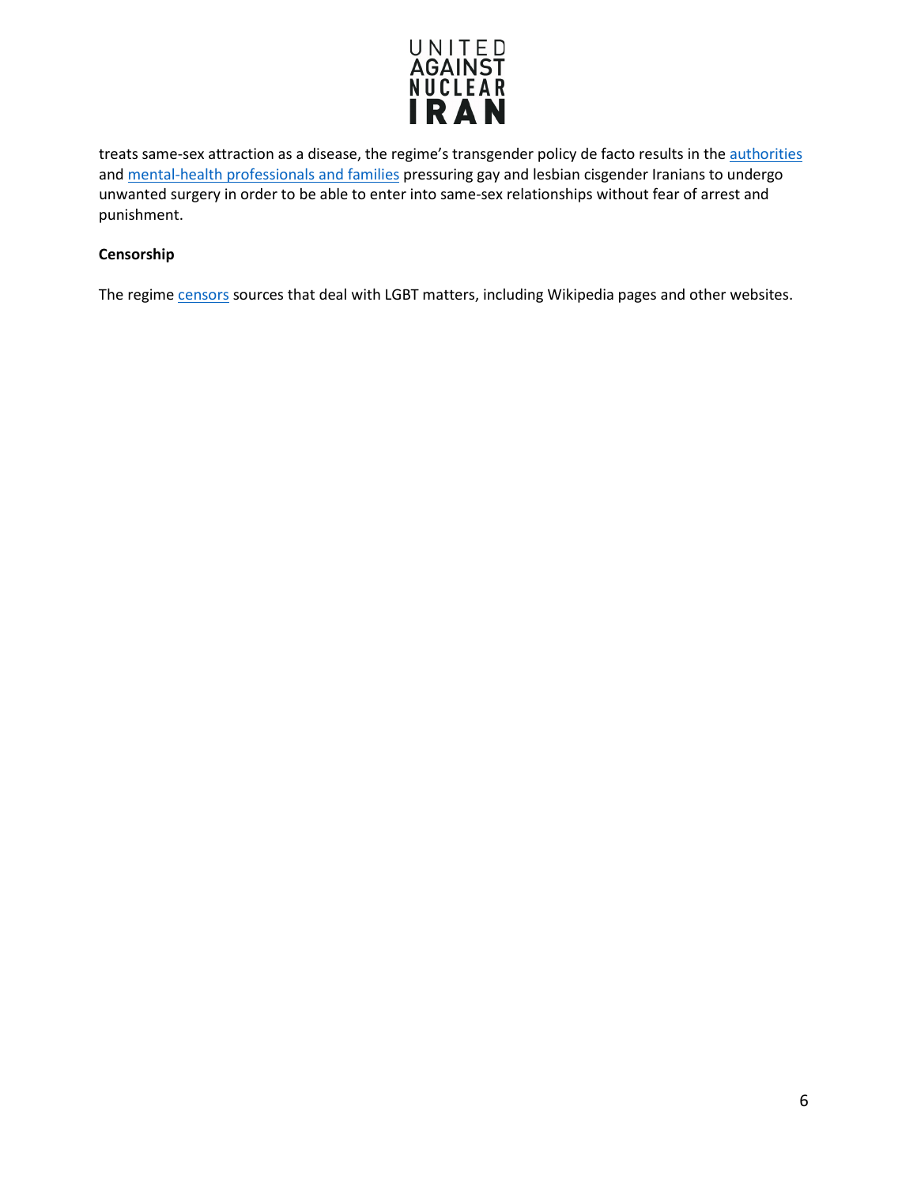treats same-sex attraction as a disease, the regime's transgender policy de facto results in the authorities and mental-health professionals and families pressuring gay and lesbian cisgender Iranians to undergo unwanted surgery in order to be able to enter into same-sex relationships without fear of arrest and punishment.

**Censorship**

The regime censors sources that deal with LGBT matters, including Wikipedia pages and other websites.